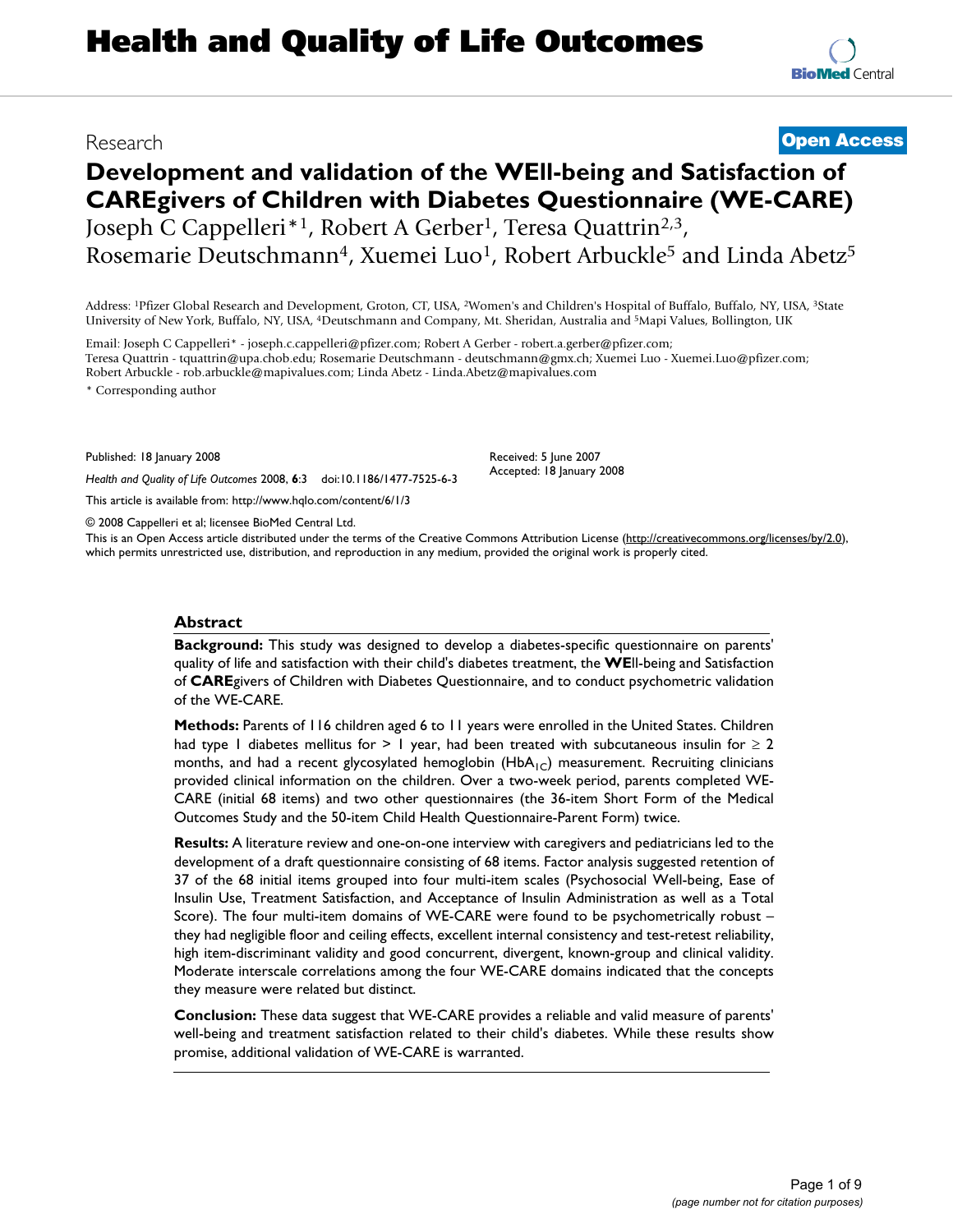Research

**Open Access**

# Development and validation of the WEll-being and Satisfaction of CAREgivers of Children with Diabetes Questionnaire (WE-CARE)

Joseph C Cappelleri*[1], Robert A Gerber[1], Teresa Quattrin[2,3], Rosemarie Deutschmann[4], Xuemei Luo[1], Robert Arbuckle[5] and Linda Abetz[5]

Address: [1]Pfizer Global Research and Development, Groton, CT, USA, [2]Women's and Children's Hospital of Buffalo, Buffalo, NY, USA, [3]State University of New York, Buffalo, NY, USA, [4]Deutschmann and Company, Mt. Sheridan, Australia and [5]Mapi Values, Bollington, UK

Email: Joseph C Cappelleri* - joseph.c.cappelleri@pfizer.com; Robert A Gerber - robert.a.gerber@pfizer.com; Teresa Quattrin - tquattrin@upa.chob.edu; Rosemarie Deutschmann - deutschmann@gmx.ch; Xuemei Luo - Xuemei.Luo@pfizer.com; Robert Arbuckle - rob.arbuckle@mapivalues.com; Linda Abetz - Linda.Abetz@mapivalues.com

* Corresponding author

Published: 18 January 2008

*Health and Quality of Life Outcomes* 2008, **6**:3 doi:10.1186/1477-7525-6-3

Received: 5 June 2007
Accepted: 18 January 2008

This article is available from: http://www.hqlo.com/content/6/1/3

© 2008 Cappelleri et al; licensee BioMed Central Ltd.
This is an Open Access article distributed under the terms of the Creative Commons Attribution License (http://creativecommons.org/licenses/by/2.0), which permits unrestricted use, distribution, and reproduction in any medium, provided the original work is properly cited.

## Abstract

**Background:** This study was designed to develop a diabetes-specific questionnaire on parents' quality of life and satisfaction with their child's diabetes treatment, the **WE**ll-being and Satisfaction of **CARE**givers of Children with Diabetes Questionnaire, and to conduct psychometric validation of the WE-CARE.

**Methods:** Parents of 116 children aged 6 to 11 years were enrolled in the United States. Children had type 1 diabetes mellitus for > 1 year, had been treated with subcutaneous insulin for ≥ 2 months, and had a recent glycosylated hemoglobin ($HbA_{1C}$) measurement. Recruiting clinicians provided clinical information on the children. Over a two-week period, parents completed WE-CARE (initial 68 items) and two other questionnaires (the 36-item Short Form of the Medical Outcomes Study and the 50-item Child Health Questionnaire-Parent Form) twice.

**Results:** A literature review and one-on-one interview with caregivers and pediatricians led to the development of a draft questionnaire consisting of 68 items. Factor analysis suggested retention of 37 of the 68 initial items grouped into four multi-item scales (Psychosocial Well-being, Ease of Insulin Use, Treatment Satisfaction, and Acceptance of Insulin Administration as well as a Total Score). The four multi-item domains of WE-CARE were found to be psychometrically robust – they had negligible floor and ceiling effects, excellent internal consistency and test-retest reliability, high item-discriminant validity and good concurrent, divergent, known-group and clinical validity. Moderate interscale correlations among the four WE-CARE domains indicated that the concepts they measure were related but distinct.

**Conclusion:** These data suggest that WE-CARE provides a reliable and valid measure of parents' well-being and treatment satisfaction related to their child's diabetes. While these results show promise, additional validation of WE-CARE is warranted.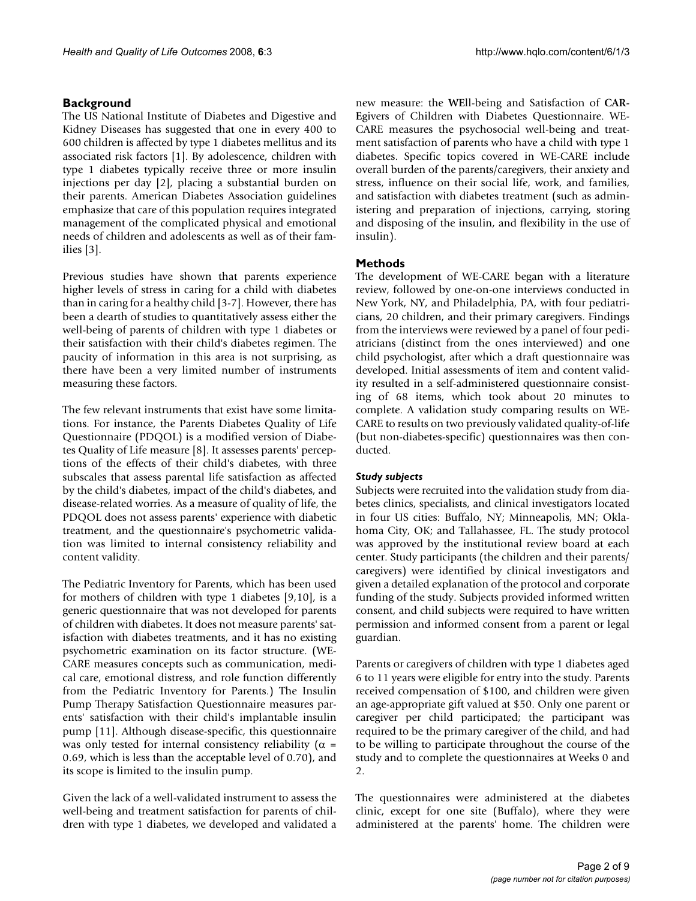## Background

The US National Institute of Diabetes and Digestive and Kidney Diseases has suggested that one in every 400 to 600 children is affected by type 1 diabetes mellitus and its associated risk factors [1]. By adolescence, children with type 1 diabetes typically receive three or more insulin injections per day [2], placing a substantial burden on their parents. American Diabetes Association guidelines emphasize that care of this population requires integrated management of the complicated physical and emotional needs of children and adolescents as well as of their families [3].

Previous studies have shown that parents experience higher levels of stress in caring for a child with diabetes than in caring for a healthy child [3-7]. However, there has been a dearth of studies to quantitatively assess either the well-being of parents of children with type 1 diabetes or their satisfaction with their child's diabetes regimen. The paucity of information in this area is not surprising, as there have been a very limited number of instruments measuring these factors.

The few relevant instruments that exist have some limitations. For instance, the Parents Diabetes Quality of Life Questionnaire (PDQOL) is a modified version of Diabetes Quality of Life measure [8]. It assesses parents' perceptions of the effects of their child's diabetes, with three subscales that assess parental life satisfaction as affected by the child's diabetes, impact of the child's diabetes, and disease-related worries. As a measure of quality of life, the PDQOL does not assess parents' experience with diabetic treatment, and the questionnaire's psychometric validation was limited to internal consistency reliability and content validity.

The Pediatric Inventory for Parents, which has been used for mothers of children with type 1 diabetes [9,10], is a generic questionnaire that was not developed for parents of children with diabetes. It does not measure parents' satisfaction with diabetes treatments, and it has no existing psychometric examination on its factor structure. (WE-CARE measures concepts such as communication, medical care, emotional distress, and role function differently from the Pediatric Inventory for Parents.) The Insulin Pump Therapy Satisfaction Questionnaire measures parents' satisfaction with their child's implantable insulin pump [11]. Although disease-specific, this questionnaire was only tested for internal consistency reliability ($\alpha$ = 0.69, which is less than the acceptable level of 0.70), and its scope is limited to the insulin pump.

Given the lack of a well-validated instrument to assess the well-being and treatment satisfaction for parents of children with type 1 diabetes, we developed and validated a new measure: the **WE**ll-being and Satisfaction of **CAR**-**E**givers of Children with Diabetes Questionnaire. WE-CARE measures the psychosocial well-being and treatment satisfaction of parents who have a child with type 1 diabetes. Specific topics covered in WE-CARE include overall burden of the parents/caregivers, their anxiety and stress, influence on their social life, work, and families, and satisfaction with diabetes treatment (such as administering and preparation of injections, carrying, storing and disposing of the insulin, and flexibility in the use of insulin).

## Methods

The development of WE-CARE began with a literature review, followed by one-on-one interviews conducted in New York, NY, and Philadelphia, PA, with four pediatricians, 20 children, and their primary caregivers. Findings from the interviews were reviewed by a panel of four pediatricians (distinct from the ones interviewed) and one child psychologist, after which a draft questionnaire was developed. Initial assessments of item and content validity resulted in a self-administered questionnaire consisting of 68 items, which took about 20 minutes to complete. A validation study comparing results on WE-CARE to results on two previously validated quality-of-life (but non-diabetes-specific) questionnaires was then conducted.

### *Study subjects*

Subjects were recruited into the validation study from diabetes clinics, specialists, and clinical investigators located in four US cities: Buffalo, NY; Minneapolis, MN; Oklahoma City, OK; and Tallahassee, FL. The study protocol was approved by the institutional review board at each center. Study participants (the children and their parents/caregivers) were identified by clinical investigators and given a detailed explanation of the protocol and corporate funding of the study. Subjects provided informed written consent, and child subjects were required to have written permission and informed consent from a parent or legal guardian.

Parents or caregivers of children with type 1 diabetes aged 6 to 11 years were eligible for entry into the study. Parents received compensation of $100, and children were given an age-appropriate gift valued at $50. Only one parent or caregiver per child participated; the participant was required to be the primary caregiver of the child, and had to be willing to participate throughout the course of the study and to complete the questionnaires at Weeks 0 and 2.

The questionnaires were administered at the diabetes clinic, except for one site (Buffalo), where they were administered at the parents' home. The children were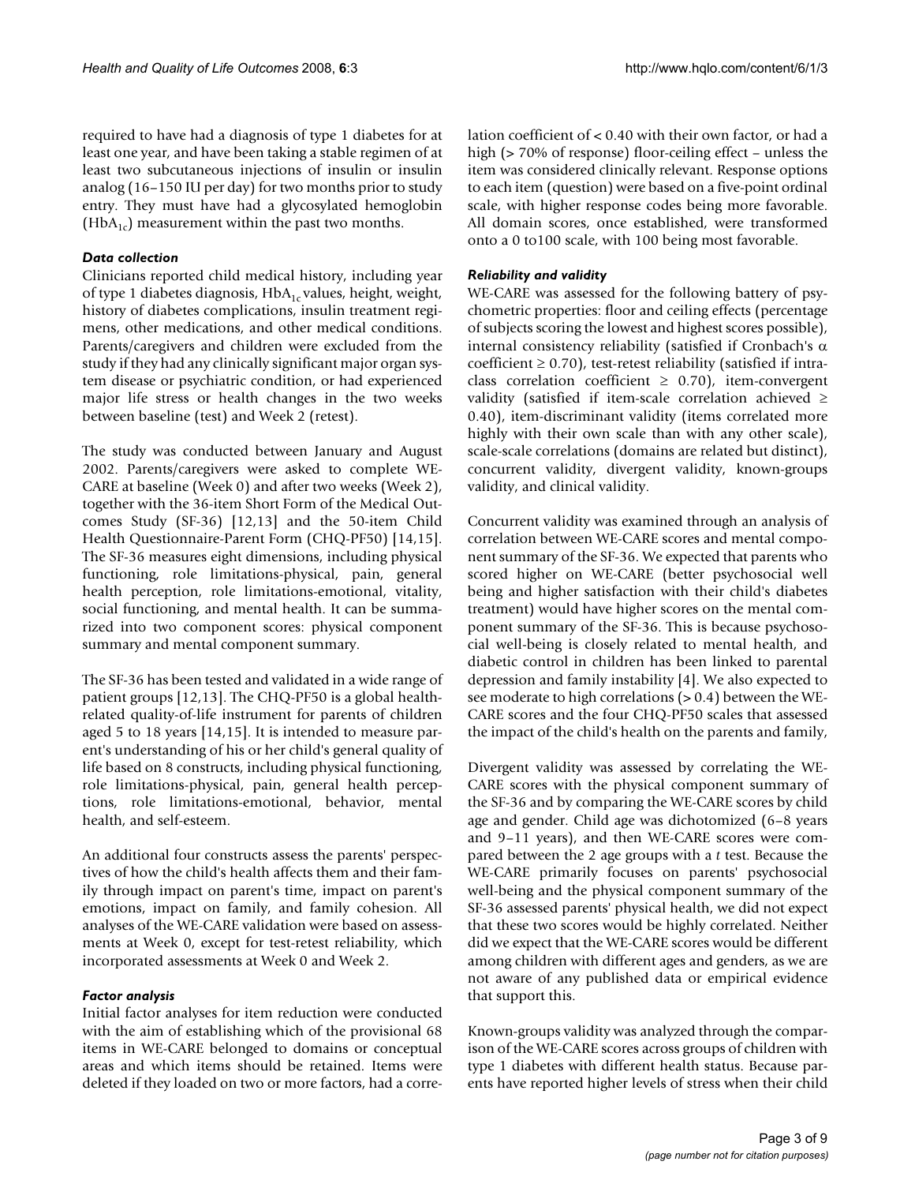required to have had a diagnosis of type 1 diabetes for at least one year, and have been taking a stable regimen of at least two subcutaneous injections of insulin or insulin analog (16–150 IU per day) for two months prior to study entry. They must have had a glycosylated hemoglobin ($HbA_{1c}$) measurement within the past two months.

### *Data collection*

Clinicians reported child medical history, including year of type 1 diabetes diagnosis, $HbA_{1c}$ values, height, weight, history of diabetes complications, insulin treatment regimens, other medications, and other medical conditions. Parents/caregivers and children were excluded from the study if they had any clinically significant major organ system disease or psychiatric condition, or had experienced major life stress or health changes in the two weeks between baseline (test) and Week 2 (retest).

The study was conducted between January and August 2002. Parents/caregivers were asked to complete WE-CARE at baseline (Week 0) and after two weeks (Week 2), together with the 36-item Short Form of the Medical Outcomes Study (SF-36) [12,13] and the 50-item Child Health Questionnaire-Parent Form (CHQ-PF50) [14,15]. The SF-36 measures eight dimensions, including physical functioning, role limitations-physical, pain, general health perception, role limitations-emotional, vitality, social functioning, and mental health. It can be summarized into two component scores: physical component summary and mental component summary.

The SF-36 has been tested and validated in a wide range of patient groups [12,13]. The CHQ-PF50 is a global health-related quality-of-life instrument for parents of children aged 5 to 18 years [14,15]. It is intended to measure parent's understanding of his or her child's general quality of life based on 8 constructs, including physical functioning, role limitations-physical, pain, general health perceptions, role limitations-emotional, behavior, mental health, and self-esteem.

An additional four constructs assess the parents' perspectives of how the child's health affects them and their family through impact on parent's time, impact on parent's emotions, impact on family, and family cohesion. All analyses of the WE-CARE validation were based on assessments at Week 0, except for test-retest reliability, which incorporated assessments at Week 0 and Week 2.

### *Factor analysis*

Initial factor analyses for item reduction were conducted with the aim of establishing which of the provisional 68 items in WE-CARE belonged to domains or conceptual areas and which items should be retained. Items were deleted if they loaded on two or more factors, had a correlation coefficient of < 0.40 with their own factor, or had a high (> 70% of response) floor-ceiling effect – unless the item was considered clinically relevant. Response options to each item (question) were based on a five-point ordinal scale, with higher response codes being more favorable. All domain scores, once established, were transformed onto a 0 to100 scale, with 100 being most favorable.

### *Reliability and validity*

WE-CARE was assessed for the following battery of psychometric properties: floor and ceiling effects (percentage of subjects scoring the lowest and highest scores possible), internal consistency reliability (satisfied if Cronbach's $\alpha$ coefficient $\geq 0.70$), test-retest reliability (satisfied if intraclass correlation coefficient $\geq 0.70$), item-convergent validity (satisfied if item-scale correlation achieved $\geq 0.40$), item-discriminant validity (items correlated more highly with their own scale than with any other scale), scale-scale correlations (domains are related but distinct), concurrent validity, divergent validity, known-groups validity, and clinical validity.

Concurrent validity was examined through an analysis of correlation between WE-CARE scores and mental component summary of the SF-36. We expected that parents who scored higher on WE-CARE (better psychosocial well being and higher satisfaction with their child's diabetes treatment) would have higher scores on the mental component summary of the SF-36. This is because psychosocial well-being is closely related to mental health, and diabetic control in children has been linked to parental depression and family instability [4]. We also expected to see moderate to high correlations (> 0.4) between the WE-CARE scores and the four CHQ-PF50 scales that assessed the impact of the child's health on the parents and family,

Divergent validity was assessed by correlating the WE-CARE scores with the physical component summary of the SF-36 and by comparing the WE-CARE scores by child age and gender. Child age was dichotomized (6–8 years and 9–11 years), and then WE-CARE scores were compared between the 2 age groups with a *t* test. Because the WE-CARE primarily focuses on parents' psychosocial well-being and the physical component summary of the SF-36 assessed parents' physical health, we did not expect that these two scores would be highly correlated. Neither did we expect that the WE-CARE scores would be different among children with different ages and genders, as we are not aware of any published data or empirical evidence that support this.

Known-groups validity was analyzed through the comparison of the WE-CARE scores across groups of children with type 1 diabetes with different health status. Because parents have reported higher levels of stress when their child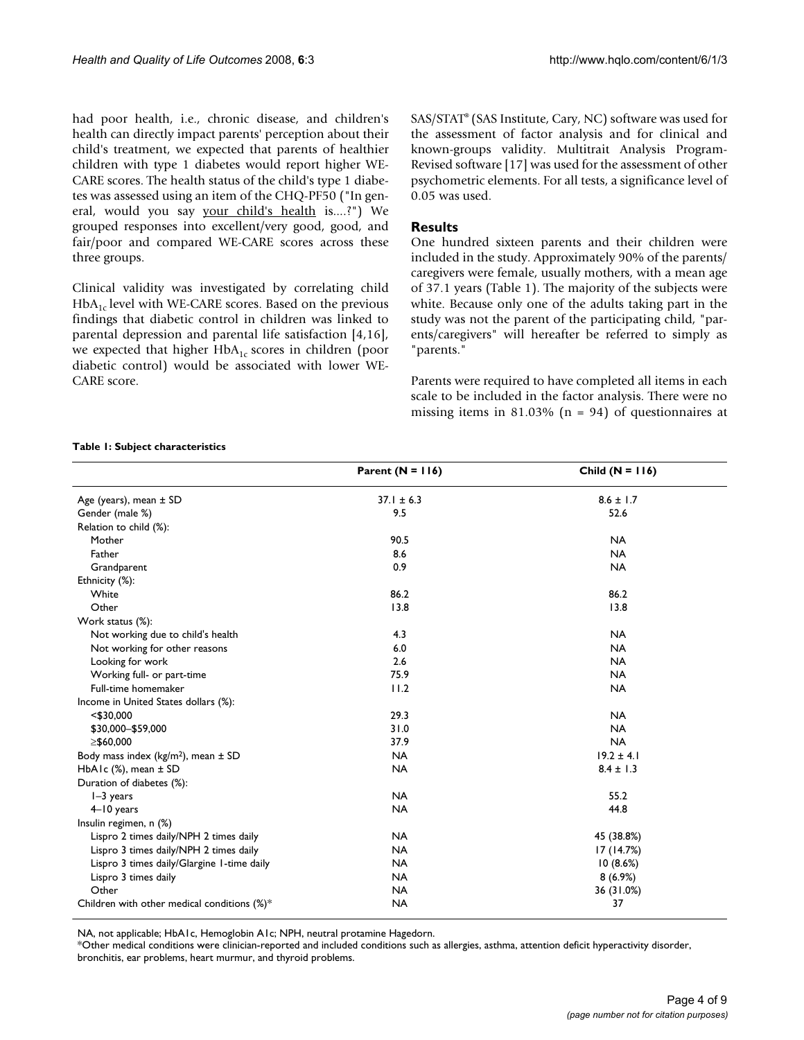had poor health, i.e., chronic disease, and children's health can directly impact parents' perception about their child's treatment, we expected that parents of healthier children with type 1 diabetes would report higher WE-CARE scores. The health status of the child's type 1 diabetes was assessed using an item of the CHQ-PF50 ("In general, would you say your child's health is....?") We grouped responses into excellent/very good, good, and fair/poor and compared WE-CARE scores across these three groups.

Clinical validity was investigated by correlating child $HbA_{1c}$ level with WE-CARE scores. Based on the previous findings that diabetic control in children was linked to parental depression and parental life satisfaction [4,16], we expected that higher $HbA_{1c}$ scores in children (poor diabetic control) would be associated with lower WE-CARE score.

SAS/STAT® (SAS Institute, Cary, NC) software was used for the assessment of factor analysis and for clinical and known-groups validity. Multitrait Analysis Program-Revised software [17] was used for the assessment of other psychometric elements. For all tests, a significance level of 0.05 was used.

## Results

One hundred sixteen parents and their children were included in the study. Approximately 90% of the parents/caregivers were female, usually mothers, with a mean age of 37.1 years (Table 1). The majority of the subjects were white. Because only one of the adults taking part in the study was not the parent of the participating child, "parents/caregivers" will hereafter be referred to simply as "parents."

Parents were required to have completed all items in each scale to be included in the factor analysis. There were no missing items in 81.03% (n = 94) of questionnaires at

**Table 1: Subject characteristics**

| | Parent (N = 116) | Child (N = 116) |
|---|---|---|
| Age (years), mean ± SD | 37.1 ± 6.3 | 8.6 ± 1.7 |
| Gender (male %) | 9.5 | 52.6 |
| Relation to child (%): | | |
| Mother | 90.5 | NA |
| Father | 8.6 | NA |
| Grandparent | 0.9 | NA |
| Ethnicity (%): | | |
| White | 86.2 | 86.2 |
| Other | 13.8 | 13.8 |
| Work status (%): | | |
| Not working due to child's health | 4.3 | NA |
| Not working for other reasons | 6.0 | NA |
| Looking for work | 2.6 | NA |
| Working full- or part-time | 75.9 | NA |
| Full-time homemaker | 11.2 | NA |
| Income in United States dollars (%): | | |
| <$30,000 | 29.3 | NA |
| $30,000–$59,000 | 31.0 | NA |
| ≥$60,000 | 37.9 | NA |
| Body mass index ($kg/m^2$), mean ± SD | NA | 19.2 ± 4.1 |
| HbA1c (%), mean ± SD | NA | 8.4 ± 1.3 |
| Duration of diabetes (%): | | |
| 1–3 years | NA | 55.2 |
| 4–10 years | NA | 44.8 |
| Insulin regimen, n (%) | | |
| Lispro 2 times daily/NPH 2 times daily | NA | 45 (38.8%) |
| Lispro 3 times daily/NPH 2 times daily | NA | 17 (14.7%) |
| Lispro 3 times daily/Glargine 1-time daily | NA | 10 (8.6%) |
| Lispro 3 times daily | NA | 8 (6.9%) |
| Other | NA | 36 (31.0%) |
| Children with other medical conditions (%)* | NA | 37 |

NA, not applicable; HbA1c, Hemoglobin A1c; NPH, neutral protamine Hagedorn.

*Other medical conditions were clinician-reported and included conditions such as allergies, asthma, attention deficit hyperactivity disorder, bronchitis, ear problems, heart murmur, and thyroid problems.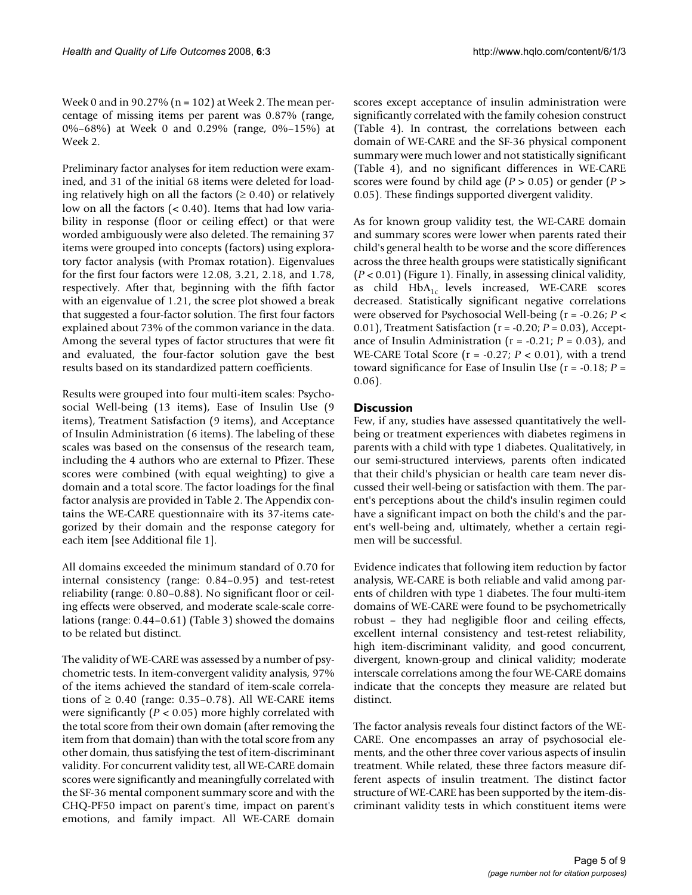Week 0 and in 90.27% (n = 102) at Week 2. The mean percentage of missing items per parent was 0.87% (range, 0%–68%) at Week 0 and 0.29% (range, 0%–15%) at Week 2.

Preliminary factor analyses for item reduction were examined, and 31 of the initial 68 items were deleted for loading relatively high on all the factors (≥ 0.40) or relatively low on all the factors (< 0.40). Items that had low variability in response (floor or ceiling effect) or that were worded ambiguously were also deleted. The remaining 37 items were grouped into concepts (factors) using exploratory factor analysis (with Promax rotation). Eigenvalues for the first four factors were 12.08, 3.21, 2.18, and 1.78, respectively. After that, beginning with the fifth factor with an eigenvalue of 1.21, the scree plot showed a break that suggested a four-factor solution. The first four factors explained about 73% of the common variance in the data. Among the several types of factor structures that were fit and evaluated, the four-factor solution gave the best results based on its standardized pattern coefficients.

Results were grouped into four multi-item scales: Psychosocial Well-being (13 items), Ease of Insulin Use (9 items), Treatment Satisfaction (9 items), and Acceptance of Insulin Administration (6 items). The labeling of these scales was based on the consensus of the research team, including the 4 authors who are external to Pfizer. These scores were combined (with equal weighting) to give a domain and a total score. The factor loadings for the final factor analysis are provided in Table 2. The Appendix contains the WE-CARE questionnaire with its 37-items categorized by their domain and the response category for each item [see Additional file 1].

All domains exceeded the minimum standard of 0.70 for internal consistency (range: 0.84–0.95) and test-retest reliability (range: 0.80–0.88). No significant floor or ceiling effects were observed, and moderate scale-scale correlations (range: 0.44–0.61) (Table 3) showed the domains to be related but distinct.

The validity of WE-CARE was assessed by a number of psychometric tests. In item-convergent validity analysis, 97% of the items achieved the standard of item-scale correlations of ≥ 0.40 (range: 0.35–0.78). All WE-CARE items were significantly ($P < 0.05$) more highly correlated with the total score from their own domain (after removing the item from that domain) than with the total score from any other domain, thus satisfying the test of item-discriminant validity. For concurrent validity test, all WE-CARE domain scores were significantly and meaningfully correlated with the SF-36 mental component summary score and with the CHQ-PF50 impact on parent's time, impact on parent's emotions, and family impact. All WE-CARE domain scores except acceptance of insulin administration were significantly correlated with the family cohesion construct (Table 4). In contrast, the correlations between each domain of WE-CARE and the SF-36 physical component summary were much lower and not statistically significant (Table 4), and no significant differences in WE-CARE scores were found by child age ($P > 0.05$) or gender ($P > 0.05$). These findings supported divergent validity.

As for known group validity test, the WE-CARE domain and summary scores were lower when parents rated their child's general health to be worse and the score differences across the three health groups were statistically significant ($P < 0.01$) (Figure 1). Finally, in assessing clinical validity, as child $HbA_{1c}$ levels increased, WE-CARE scores decreased. Statistically significant negative correlations were observed for Psychosocial Well-being ($r = -0.26$; $P < 0.01$), Treatment Satisfaction ($r = -0.20$; $P = 0.03$), Acceptance of Insulin Administration ($r = -0.21$; $P = 0.03$), and WE-CARE Total Score ($r = -0.27$; $P < 0.01$), with a trend toward significance for Ease of Insulin Use ($r = -0.18$; $P = 0.06$).

## Discussion

Few, if any, studies have assessed quantitatively the well-being or treatment experiences with diabetes regimens in parents with a child with type 1 diabetes. Qualitatively, in our semi-structured interviews, parents often indicated that their child's physician or health care team never discussed their well-being or satisfaction with them. The parent's perceptions about the child's insulin regimen could have a significant impact on both the child's and the parent's well-being and, ultimately, whether a certain regimen will be successful.

Evidence indicates that following item reduction by factor analysis, WE-CARE is both reliable and valid among parents of children with type 1 diabetes. The four multi-item domains of WE-CARE were found to be psychometrically robust – they had negligible floor and ceiling effects, excellent internal consistency and test-retest reliability, high item-discriminant validity, and good concurrent, divergent, known-group and clinical validity; moderate interscale correlations among the four WE-CARE domains indicate that the concepts they measure are related but distinct.

The factor analysis reveals four distinct factors of the WE-CARE. One encompasses an array of psychosocial elements, and the other three cover various aspects of insulin treatment. While related, these three factors measure different aspects of insulin treatment. The distinct factor structure of WE-CARE has been supported by the item-discriminant validity tests in which constituent items were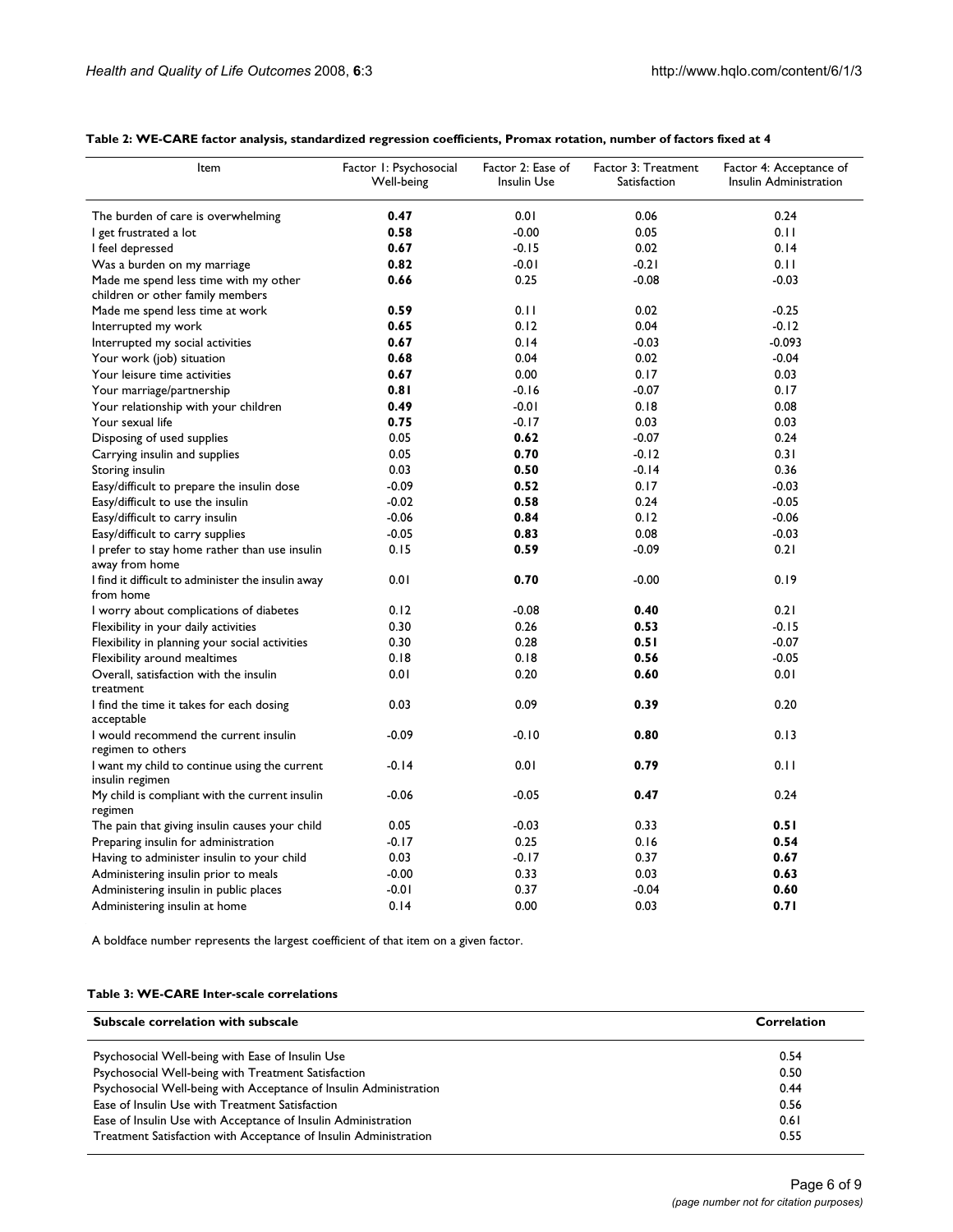**Table 2: WE-CARE factor analysis, standardized regression coefficients, Promax rotation, number of factors fixed at 4**

| Item | Factor 1: Psychosocial Well-being | Factor 2: Ease of Insulin Use | Factor 3: Treatment Satisfaction | Factor 4: Acceptance of Insulin Administration |
|---|---|---|---|---|
| The burden of care is overwhelming | **0.47** | 0.01 | 0.06 | 0.24 |
| I get frustrated a lot | **0.58** | -0.00 | 0.05 | 0.11 |
| I feel depressed | **0.67** | -0.15 | 0.02 | 0.14 |
| Was a burden on my marriage | **0.82** | -0.01 | -0.21 | 0.11 |
| Made me spend less time with my other children or other family members | **0.66** | 0.25 | -0.08 | -0.03 |
| Made me spend less time at work | **0.59** | 0.11 | 0.02 | -0.25 |
| Interrupted my work | **0.65** | 0.12 | 0.04 | -0.12 |
| Interrupted my social activities | **0.67** | 0.14 | -0.03 | -0.093 |
| Your work (job) situation | **0.68** | 0.04 | 0.02 | -0.04 |
| Your leisure time activities | **0.67** | 0.00 | 0.17 | 0.03 |
| Your marriage/partnership | **0.81** | -0.16 | -0.07 | 0.17 |
| Your relationship with your children | **0.49** | -0.01 | 0.18 | 0.08 |
| Your sexual life | **0.75** | -0.17 | 0.03 | 0.03 |
| Disposing of used supplies | 0.05 | **0.62** | -0.07 | 0.24 |
| Carrying insulin and supplies | 0.05 | **0.70** | -0.12 | 0.31 |
| Storing insulin | 0.03 | **0.50** | -0.14 | 0.36 |
| Easy/difficult to prepare the insulin dose | -0.09 | **0.52** | 0.17 | -0.03 |
| Easy/difficult to use the insulin | -0.02 | **0.58** | 0.24 | -0.05 |
| Easy/difficult to carry insulin | -0.06 | **0.84** | 0.12 | -0.06 |
| Easy/difficult to carry supplies | -0.05 | **0.83** | 0.08 | -0.03 |
| I prefer to stay home rather than use insulin away from home | 0.15 | **0.59** | -0.09 | 0.21 |
| I find it difficult to administer the insulin away from home | 0.01 | **0.70** | -0.00 | 0.19 |
| I worry about complications of diabetes | 0.12 | -0.08 | **0.40** | 0.21 |
| Flexibility in your daily activities | 0.30 | 0.26 | **0.53** | -0.15 |
| Flexibility in planning your social activities | 0.30 | 0.28 | **0.51** | -0.07 |
| Flexibility around mealtimes | 0.18 | 0.18 | **0.56** | -0.05 |
| Overall, satisfaction with the insulin treatment | 0.01 | 0.20 | **0.60** | 0.01 |
| I find the time it takes for each dosing acceptable | 0.03 | 0.09 | **0.39** | 0.20 |
| I would recommend the current insulin regimen to others | -0.09 | -0.10 | **0.80** | 0.13 |
| I want my child to continue using the current insulin regimen | -0.14 | 0.01 | **0.79** | 0.11 |
| My child is compliant with the current insulin regimen | -0.06 | -0.05 | **0.47** | 0.24 |
| The pain that giving insulin causes your child | 0.05 | -0.03 | 0.33 | **0.51** |
| Preparing insulin for administration | -0.17 | 0.25 | 0.16 | **0.54** |
| Having to administer insulin to your child | 0.03 | -0.17 | 0.37 | **0.67** |
| Administering insulin prior to meals | -0.00 | 0.33 | 0.03 | **0.63** |
| Administering insulin in public places | -0.01 | 0.37 | -0.04 | **0.60** |
| Administering insulin at home | 0.14 | 0.00 | 0.03 | **0.71** |

A boldface number represents the largest coefficient of that item on a given factor.

**Table 3: WE-CARE Inter-scale correlations**

| Subscale correlation with subscale | Correlation |
|---|---|
| Psychosocial Well-being with Ease of Insulin Use | 0.54 |
| Psychosocial Well-being with Treatment Satisfaction | 0.50 |
| Psychosocial Well-being with Acceptance of Insulin Administration | 0.44 |
| Ease of Insulin Use with Treatment Satisfaction | 0.56 |
| Ease of Insulin Use with Acceptance of Insulin Administration | 0.61 |
| Treatment Satisfaction with Acceptance of Insulin Administration | 0.55 |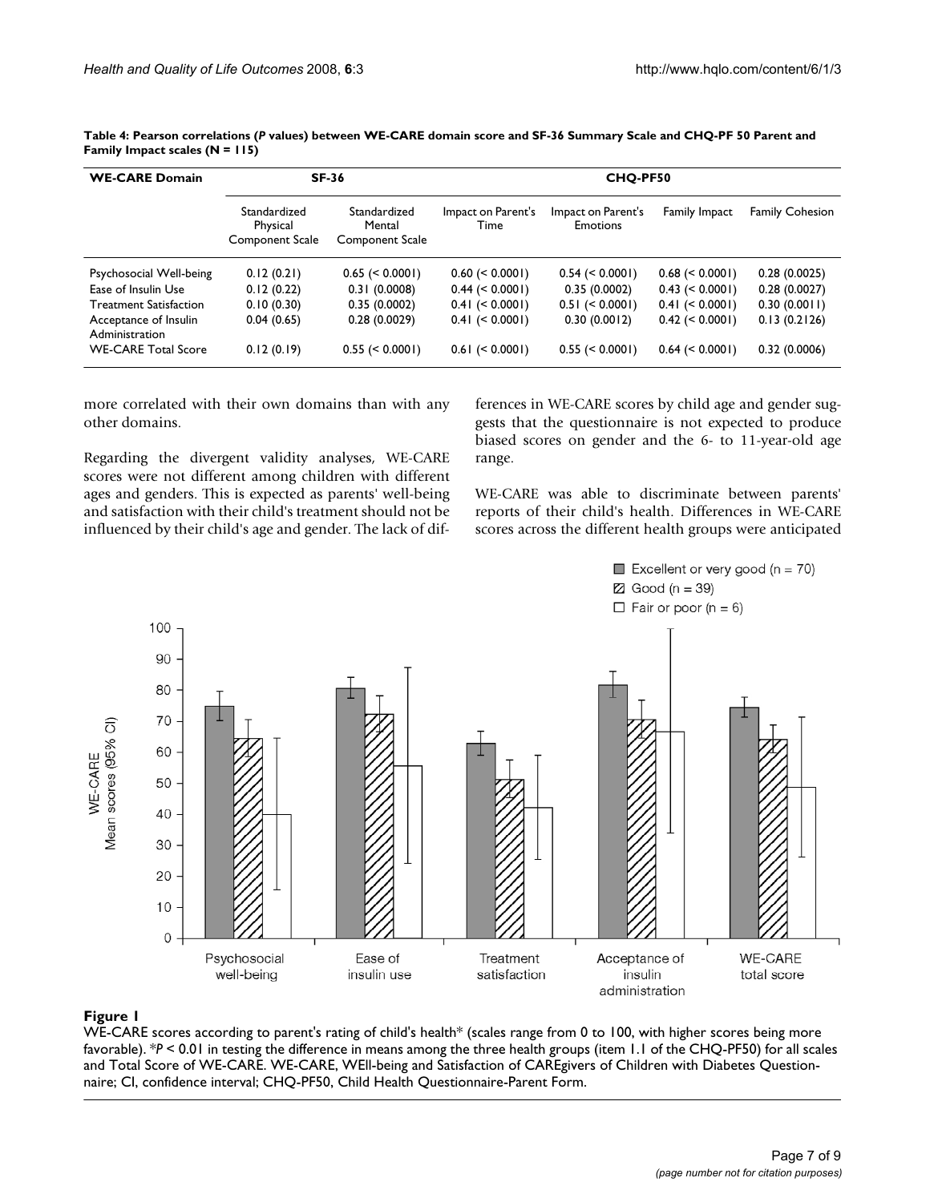**Table 4: Pearson correlations (*P* values) between WE-CARE domain score and SF-36 Summary Scale and CHQ-PF 50 Parent and Family Impact scales (N = 115)**

| WE-CARE Domain | SF-36 | | CHQ-PF50 | | | |
|---|---|---|---|---|---|---|
| | Standardized Physical Component Scale | Standardized Mental Component Scale | Impact on Parent's Time | Impact on Parent's Emotions | Family Impact | Family Cohesion |
| Psychosocial Well-being | 0.12 (0.21) | 0.65 (< 0.0001) | 0.60 (< 0.0001) | 0.54 (< 0.0001) | 0.68 (< 0.0001) | 0.28 (0.0025) |
| Ease of Insulin Use | 0.12 (0.22) | 0.31 (0.0008) | 0.44 (< 0.0001) | 0.35 (0.0002) | 0.43 (< 0.0001) | 0.28 (0.0027) |
| Treatment Satisfaction | 0.10 (0.30) | 0.35 (0.0002) | 0.41 (< 0.0001) | 0.51 (< 0.0001) | 0.41 (< 0.0001) | 0.30 (0.0011) |
| Acceptance of Insulin Administration | 0.04 (0.65) | 0.28 (0.0029) | 0.41 (< 0.0001) | 0.30 (0.0012) | 0.42 (< 0.0001) | 0.13 (0.2126) |
| WE-CARE Total Score | 0.12 (0.19) | 0.55 (< 0.0001) | 0.61 (< 0.0001) | 0.55 (< 0.0001) | 0.64 (< 0.0001) | 0.32 (0.0006) |

more correlated with their own domains than with any other domains.

Regarding the divergent validity analyses, WE-CARE scores were not different among children with different ages and genders. This is expected as parents' well-being and satisfaction with their child's treatment should not be influenced by their child's age and gender. The lack of differences in WE-CARE scores by child age and gender suggests that the questionnaire is not expected to produce biased scores on gender and the 6- to 11-year-old age range.

WE-CARE was able to discriminate between parents' reports of their child's health. Differences in WE-CARE scores across the different health groups were anticipated

**Figure 1**

WE-CARE scores according to parent's rating of child's health* (scales range from 0 to 100, with higher scores being more favorable). **P* < 0.01 in testing the difference in means among the three health groups (item 1.1 of the CHQ-PF50) for all scales and Total Score of WE-CARE. WE-CARE, WEll-being and Satisfaction of CAREgivers of Children with Diabetes Questionnaire; CI, confidence interval; CHQ-PF50, Child Health Questionnaire-Parent Form.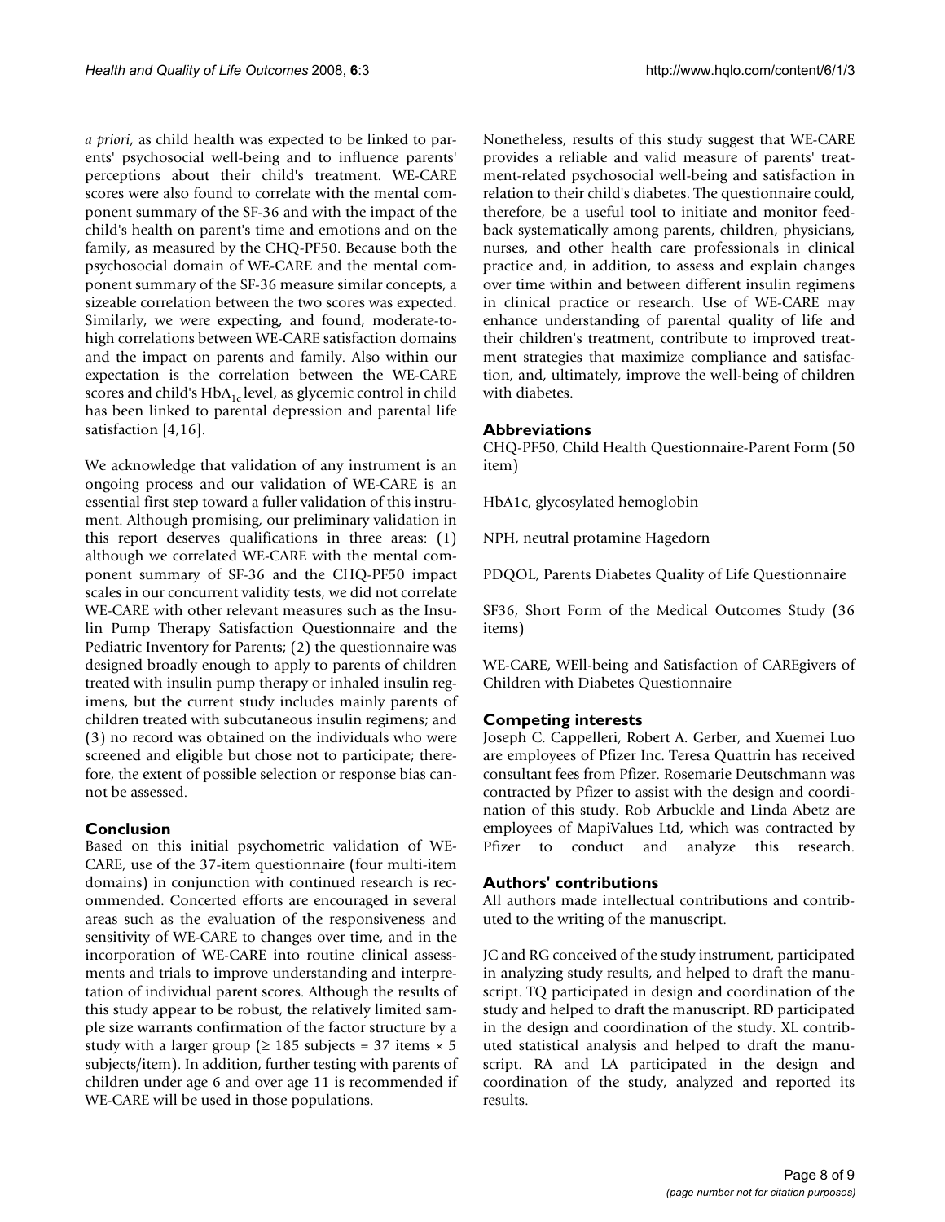*a priori*, as child health was expected to be linked to parents' psychosocial well-being and to influence parents' perceptions about their child's treatment. WE-CARE scores were also found to correlate with the mental component summary of the SF-36 and with the impact of the child's health on parent's time and emotions and on the family, as measured by the CHQ-PF50. Because both the psychosocial domain of WE-CARE and the mental component summary of the SF-36 measure similar concepts, a sizeable correlation between the two scores was expected. Similarly, we were expecting, and found, moderate-to-high correlations between WE-CARE satisfaction domains and the impact on parents and family. Also within our expectation is the correlation between the WE-CARE scores and child's $HbA_{1c}$ level, as glycemic control in child has been linked to parental depression and parental life satisfaction [4,16].

We acknowledge that validation of any instrument is an ongoing process and our validation of WE-CARE is an essential first step toward a fuller validation of this instrument. Although promising, our preliminary validation in this report deserves qualifications in three areas: (1) although we correlated WE-CARE with the mental component summary of SF-36 and the CHQ-PF50 impact scales in our concurrent validity tests, we did not correlate WE-CARE with other relevant measures such as the Insulin Pump Therapy Satisfaction Questionnaire and the Pediatric Inventory for Parents; (2) the questionnaire was designed broadly enough to apply to parents of children treated with insulin pump therapy or inhaled insulin regimens, but the current study includes mainly parents of children treated with subcutaneous insulin regimens; and (3) no record was obtained on the individuals who were screened and eligible but chose not to participate; therefore, the extent of possible selection or response bias cannot be assessed.

## Conclusion

Based on this initial psychometric validation of WE-CARE, use of the 37-item questionnaire (four multi-item domains) in conjunction with continued research is recommended. Concerted efforts are encouraged in several areas such as the evaluation of the responsiveness and sensitivity of WE-CARE to changes over time, and in the incorporation of WE-CARE into routine clinical assessments and trials to improve understanding and interpretation of individual parent scores. Although the results of this study appear to be robust, the relatively limited sample size warrants confirmation of the factor structure by a study with a larger group ($\geq$ 185 subjects = 37 items × 5 subjects/item). In addition, further testing with parents of children under age 6 and over age 11 is recommended if WE-CARE will be used in those populations.

Nonetheless, results of this study suggest that WE-CARE provides a reliable and valid measure of parents' treatment-related psychosocial well-being and satisfaction in relation to their child's diabetes. The questionnaire could, therefore, be a useful tool to initiate and monitor feedback systematically among parents, children, physicians, nurses, and other health care professionals in clinical practice and, in addition, to assess and explain changes over time within and between different insulin regimens in clinical practice or research. Use of WE-CARE may enhance understanding of parental quality of life and their children's treatment, contribute to improved treatment strategies that maximize compliance and satisfaction, and, ultimately, improve the well-being of children with diabetes.

## Abbreviations

CHQ-PF50, Child Health Questionnaire-Parent Form (50 item)

HbA1c, glycosylated hemoglobin

NPH, neutral protamine Hagedorn

PDQOL, Parents Diabetes Quality of Life Questionnaire

SF36, Short Form of the Medical Outcomes Study (36 items)

WE-CARE, WEll-being and Satisfaction of CAREgivers of Children with Diabetes Questionnaire

## Competing interests

Joseph C. Cappelleri, Robert A. Gerber, and Xuemei Luo are employees of Pfizer Inc. Teresa Quattrin has received consultant fees from Pfizer. Rosemarie Deutschmann was contracted by Pfizer to assist with the design and coordination of this study. Rob Arbuckle and Linda Abetz are employees of MapiValues Ltd, which was contracted by Pfizer to conduct and analyze this research.

## Authors' contributions

All authors made intellectual contributions and contributed to the writing of the manuscript.

JC and RG conceived of the study instrument, participated in analyzing study results, and helped to draft the manuscript. TQ participated in design and coordination of the study and helped to draft the manuscript. RD participated in the design and coordination of the study. XL contributed statistical analysis and helped to draft the manuscript. RA and LA participated in the design and coordination of the study, analyzed and reported its results.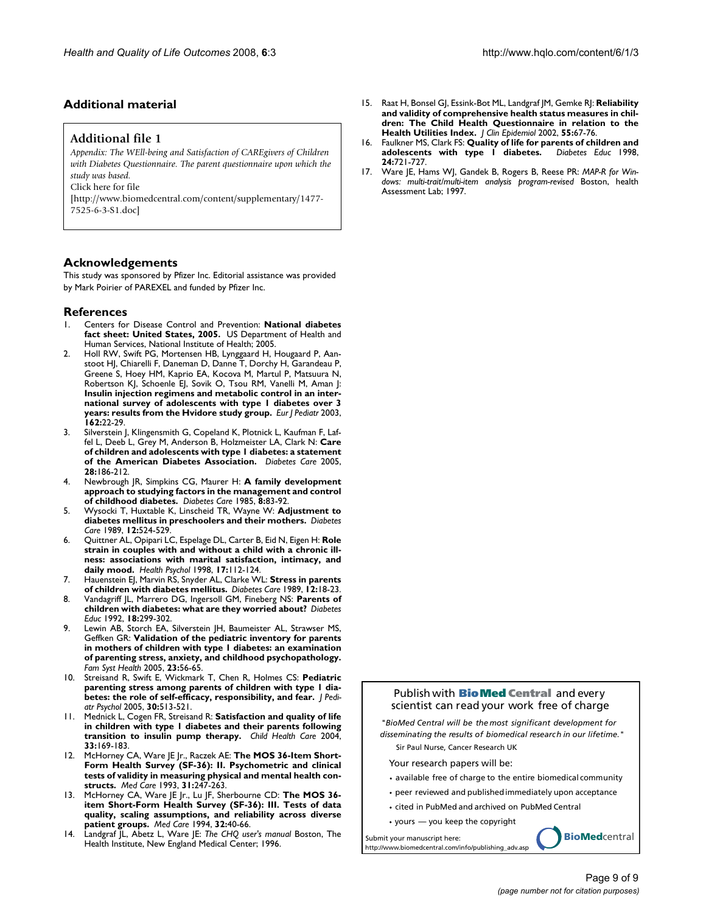## Additional material

### Additional file 1

*Appendix: The WEll-being and Satisfaction of CAREgivers of Children with Diabetes Questionnaire. The parent questionnaire upon which the study was based.*
Click here for file
[http://www.biomedcentral.com/content/supplementary/1477-7525-6-3-S1.doc]

## Acknowledgements

This study was sponsored by Pfizer Inc. Editorial assistance was provided by Mark Poirier of PAREXEL and funded by Pfizer Inc.

## References

1. Centers for Disease Control and Prevention: **National diabetes fact sheet: United States, 2005.** US Department of Health and Human Services, National Institute of Health; 2005.
2. Holl RW, Swift PG, Mortensen HB, Lynggaard H, Hougaard P, Aanstoot HJ, Chiarelli F, Daneman D, Danne T, Dorchy H, Garandeau P, Greene S, Hoey HM, Kaprio EA, Kocova M, Martul P, Matsuura N, Robertson KJ, Schoenle EJ, Sovik O, Tsou RM, Vanelli M, Aman J: **Insulin injection regimens and metabolic control in an international survey of adolescents with type 1 diabetes over 3 years: results from the Hvidore study group.** *Eur J Pediatr* 2003, **162:**22-29.
3. Silverstein J, Klingensmith G, Copeland K, Plotnick L, Kaufman F, Laffel L, Deeb L, Grey M, Anderson B, Holzmeister LA, Clark N: **Care of children and adolescents with type 1 diabetes: a statement of the American Diabetes Association.** *Diabetes Care* 2005, **28:**186-212.
4. Newbrough JR, Simpkins CG, Maurer H: **A family development approach to studying factors in the management and control of childhood diabetes.** *Diabetes Care* 1985, **8:**83-92.
5. Wysocki T, Huxtable K, Linscheid TR, Wayne W: **Adjustment to diabetes mellitus in preschoolers and their mothers.** *Diabetes Care* 1989, **12:**524-529.
6. Quittner AL, Opipari LC, Espelage DL, Carter B, Eid N, Eigen H: **Role strain in couples with and without a child with a chronic illness: associations with marital satisfaction, intimacy, and daily mood.** *Health Psychol* 1998, **17:**112-124.
7. Hauenstein EJ, Marvin RS, Snyder AL, Clarke WL: **Stress in parents of children with diabetes mellitus.** *Diabetes Care* 1989, **12:**18-23.
8. Vandagriff JL, Marrero DG, Ingersoll GM, Fineberg NS: **Parents of children with diabetes: what are they worried about?** *Diabetes Educ* 1992, **18:**299-302.
9. Lewin AB, Storch EA, Silverstein JH, Baumeister AL, Strawser MS, Geffken GR: **Validation of the pediatric inventory for parents in mothers of children with type 1 diabetes: an examination of parenting stress, anxiety, and childhood psychopathology.** *Fam Syst Health* 2005, **23:**56-65.
10. Streisand R, Swift E, Wickmark T, Chen R, Holmes CS: **Pediatric parenting stress among parents of children with type 1 diabetes: the role of self-efficacy, responsibility, and fear.** *J Pediatr Psychol* 2005, **30:**513-521.
11. Mednick L, Cogen FR, Streisand R: **Satisfaction and quality of life in children with type 1 diabetes and their parents following transition to insulin pump therapy.** *Child Health Care* 2004, **33:**169-183.
12. McHorney CA, Ware JE Jr., Raczek AE: **The MOS 36-Item Short-Form Health Survey (SF-36): II. Psychometric and clinical tests of validity in measuring physical and mental health constructs.** *Med Care* 1993, **31:**247-263.
13. McHorney CA, Ware JE Jr., Lu JF, Sherbourne CD: **The MOS 36-item Short-Form Health Survey (SF-36): III. Tests of data quality, scaling assumptions, and reliability across diverse patient groups.** *Med Care* 1994, **32:**40-66.
14. Landgraf JL, Abetz L, Ware JE: *The CHQ user's manual* Boston, The Health Institute, New England Medical Center; 1996.
15. Raat H, Bonsel GJ, Essink-Bot ML, Landgraf JM, Gemke RJ: **Reliability and validity of comprehensive health status measures in children: The Child Health Questionnaire in relation to the Health Utilities Index.** *J Clin Epidemiol* 2002, **55:**67-76.
16. Faulkner MS, Clark FS: **Quality of life for parents of children and adolescents with type 1 diabetes.** *Diabetes Educ* 1998, **24:**721-727.
17. Ware JE, Hams WJ, Gandek B, Rogers B, Reese PR: *MAP-R for Windows: multi-trait/multi-item analysis program-revised* Boston, health Assessment Lab; 1997.

Publish with **BioMed Central** and every scientist can read your work free of charge

*"BioMed Central will be the most significant development for disseminating the results of biomedical research in our lifetime."*

Sir Paul Nurse, Cancer Research UK

Your research papers will be:

- available free of charge to the entire biomedical community
- peer reviewed and published immediately upon acceptance
- cited in PubMed and archived on PubMed Central
- yours — you keep the copyright

Submit your manuscript here:
http://www.biomedcentral.com/info/publishing_adv.asp

BioMedcentral